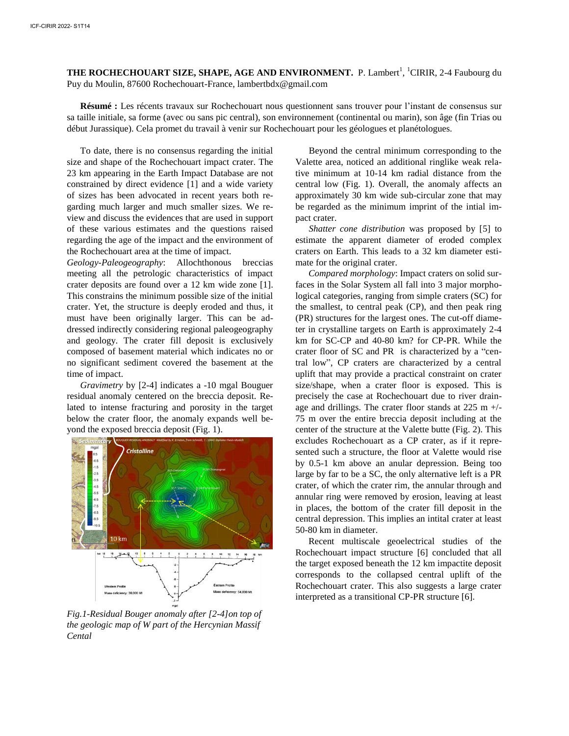**THE ROCHECHOUART SIZE, SHAPE, AGE AND ENVIRONMENT.** P. Lambert[1], [1]CIRIR, 2-4 Faubourg du Puy du Moulin, 87600 Rochechouart-France, lambertbdx@gmail.com

**Résumé :** Les récents travaux sur Rochechouart nous questionnent sans trouver pour l'instant de consensus sur sa taille initiale, sa forme (avec ou sans pic central), son environnement (continental ou marin), son âge (fin Trias ou début Jurassique). Cela promet du travail à venir sur Rochechouart pour les géologues et planétologues.

To date, there is no consensus regarding the initial size and shape of the Rochechouart impact crater. The 23 km appearing in the Earth Impact Database are not constrained by direct evidence [1] and a wide variety of sizes has been advocated in recent years both regarding much larger and much smaller sizes. We review and discuss the evidences that are used in support of these various estimates and the questions raised regarding the age of the impact and the environment of the Rochechouart area at the time of impact.

*Geology-Paleogeography*: Allochthonous breccias meeting all the petrologic characteristics of impact crater deposits are found over a 12 km wide zone [1]. This constrains the minimum possible size of the initial crater. Yet, the structure is deeply eroded and thus, it must have been originally larger. This can be addressed indirectly considering regional paleogeography and geology. The crater fill deposit is exclusively composed of basement material which indicates no or no significant sediment covered the basement at the time of impact.

*Gravimetry* by [2-4] indicates a -10 mgal Bouguer residual anomaly centered on the breccia deposit. Related to intense fracturing and porosity in the target below the crater floor, the anomaly expands well beyond the exposed breccia deposit (Fig. 1).

*Fig.1-Residual Bouger anomaly after [2-4]on top of the geologic map of W part of the Hercynian Massif Cental*

Beyond the central minimum corresponding to the Valette area, noticed an additional ringlike weak relative minimum at 10-14 km radial distance from the central low (Fig. 1). Overall, the anomaly affects an approximately 30 km wide sub-circular zone that may be regarded as the minimum imprint of the intial impact crater.

*Shatter cone distribution* was proposed by [5] to estimate the apparent diameter of eroded complex craters on Earth. This leads to a 32 km diameter estimate for the original crater.

*Compared morphology*: Impact craters on solid surfaces in the Solar System all fall into 3 major morphological categories, ranging from simple craters (SC) for the smallest, to central peak (CP), and then peak ring (PR) structures for the largest ones. The cut-off diameter in crystalline targets on Earth is approximately 2-4 km for SC-CP and 40-80 km? for CP-PR. While the crater floor of SC and PR is characterized by a "central low", CP craters are characterized by a central uplift that may provide a practical constraint on crater size/shape, when a crater floor is exposed. This is precisely the case at Rochechouart due to river drainage and drillings. The crater floor stands at 225 m +/- 75 m over the entire breccia deposit including at the center of the structure at the Valette butte (Fig. 2). This excludes Rochechouart as a CP crater, as if it represented such a structure, the floor at Valette would rise by 0.5-1 km above an anular depression. Being too large by far to be a SC, the only alternative left is a PR crater, of which the crater rim, the annular through and annular ring were removed by erosion, leaving at least in places, the bottom of the crater fill deposit in the central depression. This implies an intital crater at least 50-80 km in diameter.

Recent multiscale geoelectrical studies of the Rochechouart impact structure [6] concluded that all the target exposed beneath the 12 km impactite deposit corresponds to the collapsed central uplift of the Rochechouart crater. This also suggests a large crater interpreted as a transitional CP-PR structure [6].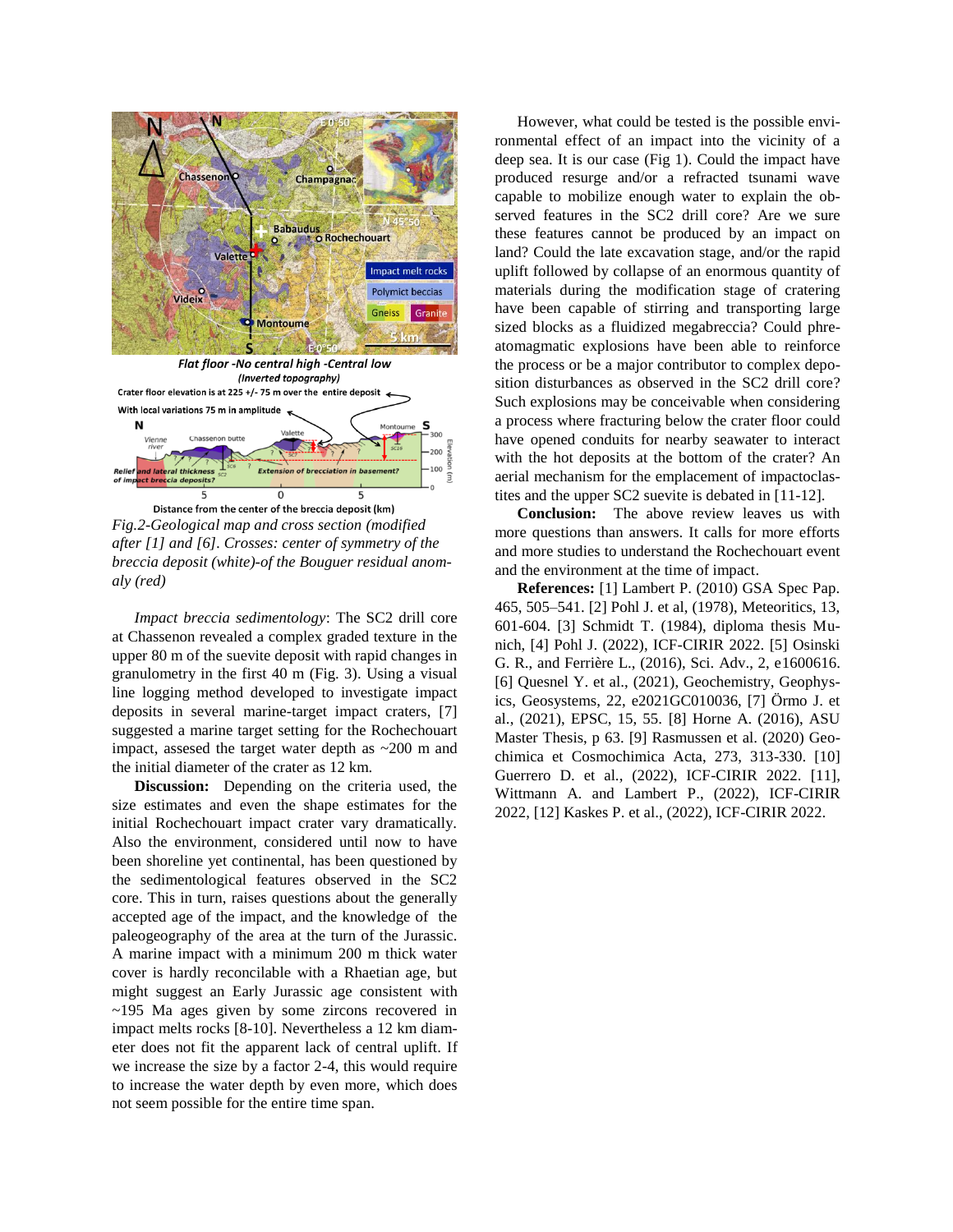Flat floor -No central high -Central low

(Inverted topography)

Crater floor elevation is at 225 +/- 75 m over the entire deposit

With local variations 75 m in amplitude

N

S

Vienne river

Chassenon butte

Valette

Montoume

Relief and lateral thickness of impact breccia deposits?

Extension of brecciation in basement?

300

200

100

0

Elevation (m)

5

0

5

Distance from the center of the breccia deposit (km)

*Fig.2-Geological map and cross section (modified after [1] and [6]. Crosses: center of symmetry of the breccia deposit (white)-of the Bouguer residual anomaly (red)*

*Impact breccia sedimentology*: The SC2 drill core at Chassenon revealed a complex graded texture in the upper 80 m of the suevite deposit with rapid changes in granulometry in the first 40 m (Fig. 3). Using a visual line logging method developed to investigate impact deposits in several marine-target impact craters, [7] suggested a marine target setting for the Rochechouart impact, assesed the target water depth as ~200 m and the initial diameter of the crater as 12 km.

**Discussion:** Depending on the criteria used, the size estimates and even the shape estimates for the initial Rochechouart impact crater vary dramatically. Also the environment, considered until now to have been shoreline yet continental, has been questioned by the sedimentological features observed in the SC2 core. This in turn, raises questions about the generally accepted age of the impact, and the knowledge of the paleogeography of the area at the turn of the Jurassic. A marine impact with a minimum 200 m thick water cover is hardly reconcilable with a Rhaetian age, but might suggest an Early Jurassic age consistent with ~195 Ma ages given by some zircons recovered in impact melts rocks [8-10]. Nevertheless a 12 km diameter does not fit the apparent lack of central uplift. If we increase the size by a factor 2-4, this would require to increase the water depth by even more, which does not seem possible for the entire time span.

However, what could be tested is the possible environmental effect of an impact into the vicinity of a deep sea. It is our case (Fig 1). Could the impact have produced resurge and/or a refracted tsunami wave capable to mobilize enough water to explain the observed features in the SC2 drill core? Are we sure these features cannot be produced by an impact on land? Could the late excavation stage, and/or the rapid uplift followed by collapse of an enormous quantity of materials during the modification stage of cratering have been capable of stirring and transporting large sized blocks as a fluidized megabreccia? Could phreatomagmatic explosions have been able to reinforce the process or be a major contributor to complex deposition disturbances as observed in the SC2 drill core? Such explosions may be conceivable when considering a process where fracturing below the crater floor could have opened conduits for nearby seawater to interact with the hot deposits at the bottom of the crater? An aerial mechanism for the emplacement of impactoclastites and the upper SC2 suevite is debated in [11-12].

**Conclusion:** The above review leaves us with more questions than answers. It calls for more efforts and more studies to understand the Rochechouart event and the environment at the time of impact.

**References:** [1] Lambert P. (2010) GSA Spec Pap. 465, 505–541. [2] Pohl J. et al, (1978), Meteoritics, 13, 601-604. [3] Schmidt T. (1984), diploma thesis Munich, [4] Pohl J. (2022), ICF-CIRIR 2022. [5] Osinski G. R., and Ferrière L., (2016), Sci. Adv., 2, e1600616. [6] Quesnel Y. et al., (2021), Geochemistry, Geophysics, Geosystems, 22, e2021GC010036, [7] Örmo J. et al., (2021), EPSC, 15, 55. [8] Horne A. (2016), ASU Master Thesis, p 63. [9] Rasmussen et al. (2020) Geochimica et Cosmochimica Acta, 273, 313-330. [10] Guerrero D. et al., (2022), ICF-CIRIR 2022. [11], Wittmann A. and Lambert P., (2022), ICF-CIRIR 2022, [12] Kaskes P. et al., (2022), ICF-CIRIR 2022.